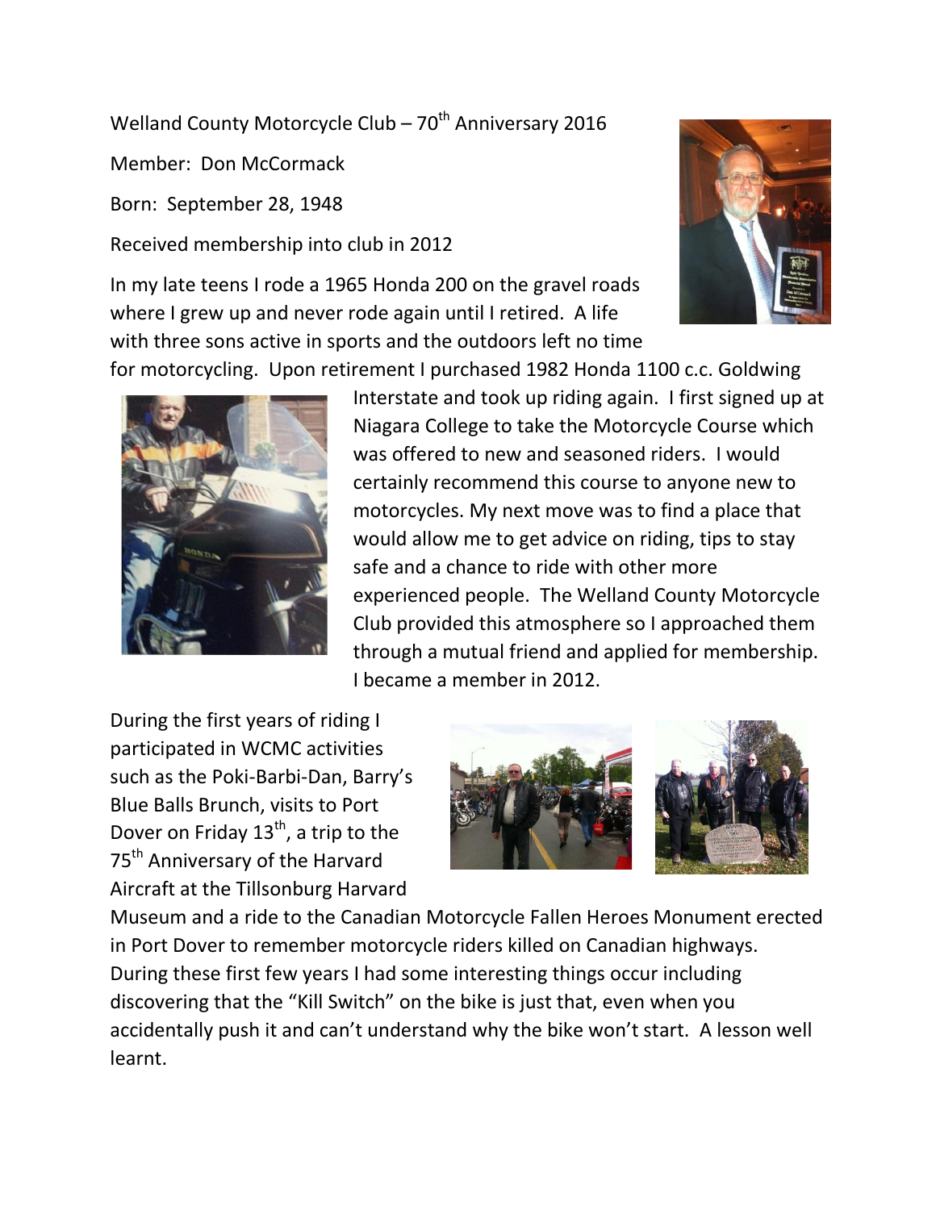Welland County Motorcycle Club – 70th Anniversary 2016

Member: Don McCormack

Born: September 28, 1948

Received membership into club in 2012

In my late teens I rode a 1965 Honda 200 on the gravel roads where I grew up and never rode again until I retired. A life with three sons active in sports and the outdoors left no time for motorcycling. Upon retirement I purchased 1982 Honda 1100 c.c. Goldwing Interstate and took up riding again. I first signed up at Niagara College to take the Motorcycle Course which was offered to new and seasoned riders. I would certainly recommend this course to anyone new to motorcycles. My next move was to find a place that would allow me to get advice on riding, tips to stay safe and a chance to ride with other more experienced people. The Welland County Motorcycle Club provided this atmosphere so I approached them through a mutual friend and applied for membership. I became a member in 2012.

During the first years of riding I participated in WCMC activities such as the Poki-Barbi-Dan, Barry's Blue Balls Brunch, visits to Port Dover on Friday 13th, a trip to the 75th Anniversary of the Harvard Aircraft at the Tillsonburg Harvard Museum and a ride to the Canadian Motorcycle Fallen Heroes Monument erected in Port Dover to remember motorcycle riders killed on Canadian highways. During these first few years I had some interesting things occur including discovering that the "Kill Switch" on the bike is just that, even when you accidentally push it and can't understand why the bike won't start. A lesson well learnt.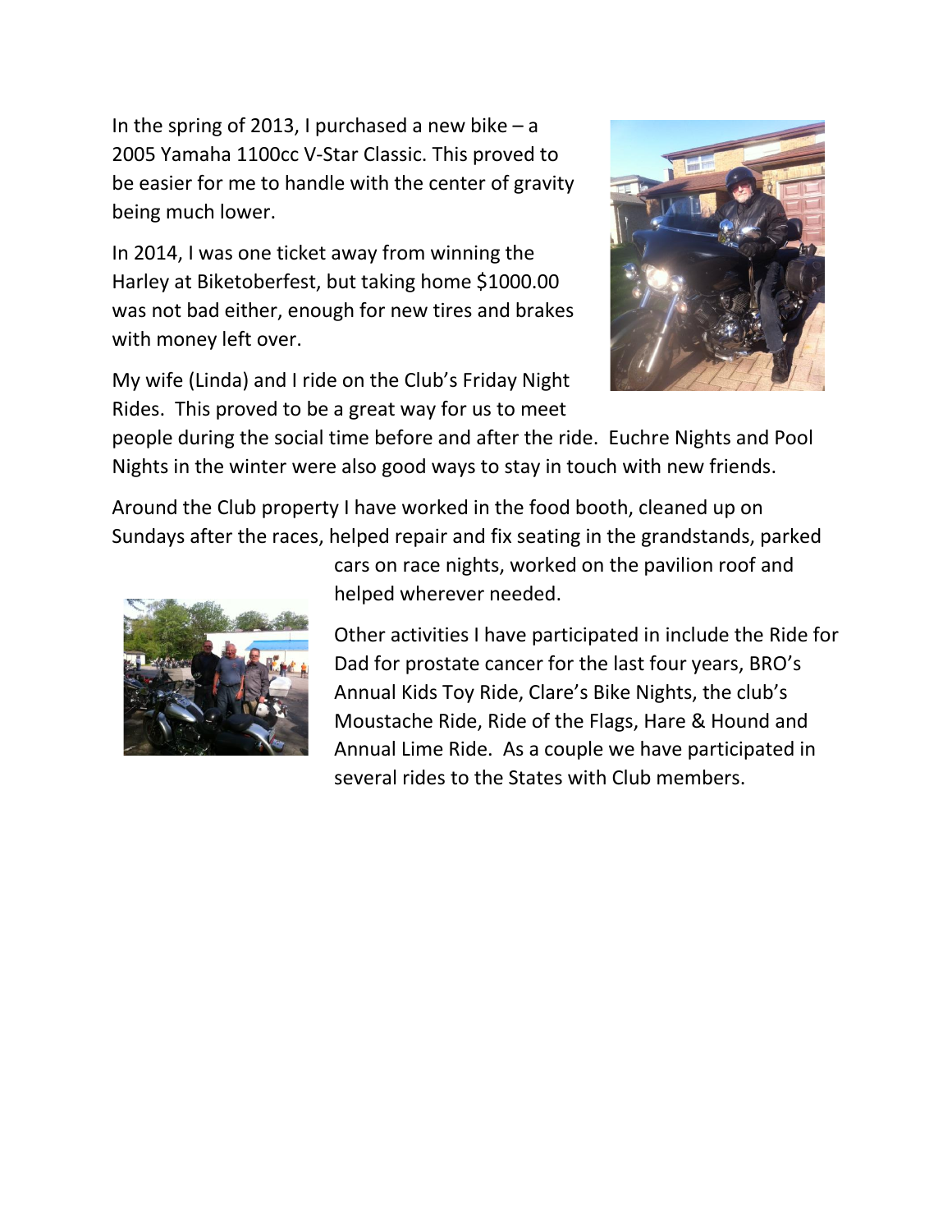In the spring of 2013, I purchased a new bike – a 2005 Yamaha 1100cc V-Star Classic. This proved to be easier for me to handle with the center of gravity being much lower.

In 2014, I was one ticket away from winning the Harley at Biketoberfest, but taking home $1000.00 was not bad either, enough for new tires and brakes with money left over.

My wife (Linda) and I ride on the Club's Friday Night Rides. This proved to be a great way for us to meet people during the social time before and after the ride. Euchre Nights and Pool Nights in the winter were also good ways to stay in touch with new friends.

Around the Club property I have worked in the food booth, cleaned up on Sundays after the races, helped repair and fix seating in the grandstands, parked cars on race nights, worked on the pavilion roof and helped wherever needed.

Other activities I have participated in include the Ride for Dad for prostate cancer for the last four years, BRO's Annual Kids Toy Ride, Clare's Bike Nights, the club's Moustache Ride, Ride of the Flags, Hare & Hound and Annual Lime Ride. As a couple we have participated in several rides to the States with Club members.